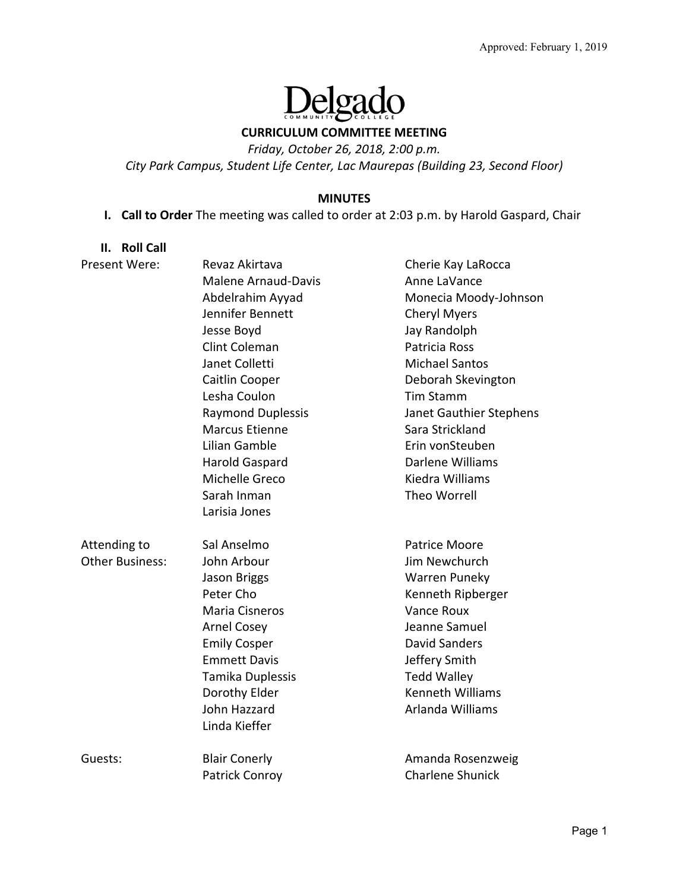Approved: February 1, 2019

Delgado Community College

# CURRICULUM COMMITTEE MEETING

*Friday, October 26, 2018, 2:00 p.m.*

*City Park Campus, Student Life Center, Lac Maurepas (Building 23, Second Floor)*

## MINUTES

**I. Call to Order** The meeting was called to order at 2:03 p.m. by Harold Gaspard, Chair

**II. Roll Call**

Present Were:

- Revaz Akirtava
- Malene Arnaud-Davis
- Abdelrahim Ayyad
- Jennifer Bennett
- Jesse Boyd
- Clint Coleman
- Janet Colletti
- Caitlin Cooper
- Lesha Coulon
- Raymond Duplessis
- Marcus Etienne
- Lilian Gamble
- Harold Gaspard
- Michelle Greco
- Sarah Inman
- Larisia Jones
- Cherie Kay LaRocca
- Anne LaVance
- Monecia Moody-Johnson
- Cheryl Myers
- Jay Randolph
- Patricia Ross
- Michael Santos
- Deborah Skevington
- Tim Stamm
- Janet Gauthier Stephens
- Sara Strickland
- Erin vonSteuben
- Darlene Williams
- Kiedra Williams
- Theo Worrell

Attending to Other Business:

- Sal Anselmo
- John Arbour
- Jason Briggs
- Peter Cho
- Maria Cisneros
- Arnel Cosey
- Emily Cosper
- Emmett Davis
- Tamika Duplessis
- Dorothy Elder
- John Hazzard
- Linda Kieffer
- Patrice Moore
- Jim Newchurch
- Warren Puneky
- Kenneth Ripberger
- Vance Roux
- Jeanne Samuel
- David Sanders
- Jeffery Smith
- Tedd Walley
- Kenneth Williams
- Arlanda Williams

Guests:

- Blair Conerly
- Patrick Conroy
- Amanda Rosenzweig
- Charlene Shunick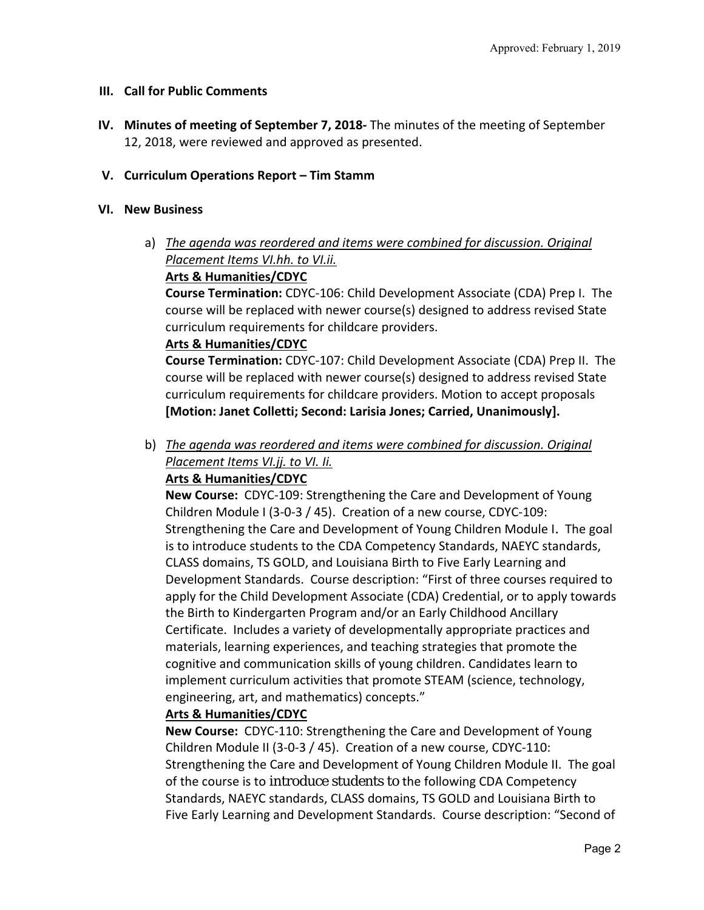- **III. Call for Public Comments**

- **IV. Minutes of meeting of September 7, 2018-** The minutes of the meeting of September 12, 2018, were reviewed and approved as presented.

- **V. Curriculum Operations Report – Tim Stamm**

- **VI. New Business**

  a) _The agenda was reordered and items were combined for discussion. Original Placement Items VI.hh. to VI.ii._

  **Arts & Humanities/CDYC**

  **Course Termination:** CDYC-106: Child Development Associate (CDA) Prep I. The course will be replaced with newer course(s) designed to address revised State curriculum requirements for childcare providers.

  **Arts & Humanities/CDYC**

  **Course Termination:** CDYC-107: Child Development Associate (CDA) Prep II. The course will be replaced with newer course(s) designed to address revised State curriculum requirements for childcare providers. Motion to accept proposals **[Motion: Janet Colletti; Second: Larisia Jones; Carried, Unanimously].**

  b) _The agenda was reordered and items were combined for discussion. Original Placement Items VI.jj. to VI. ll._

  **Arts & Humanities/CDYC**

  **New Course:** CDYC-109: Strengthening the Care and Development of Young Children Module I (3-0-3 / 45). Creation of a new course, CDYC-109: Strengthening the Care and Development of Young Children Module I. The goal is to introduce students to the CDA Competency Standards, NAEYC standards, CLASS domains, TS GOLD, and Louisiana Birth to Five Early Learning and Development Standards. Course description: "First of three courses required to apply for the Child Development Associate (CDA) Credential, or to apply towards the Birth to Kindergarten Program and/or an Early Childhood Ancillary Certificate. Includes a variety of developmentally appropriate practices and materials, learning experiences, and teaching strategies that promote the cognitive and communication skills of young children. Candidates learn to implement curriculum activities that promote STEAM (science, technology, engineering, art, and mathematics) concepts."

  **Arts & Humanities/CDYC**

  **New Course:** CDYC-110: Strengthening the Care and Development of Young Children Module II (3-0-3 / 45). Creation of a new course, CDYC-110: Strengthening the Care and Development of Young Children Module II. The goal of the course is to introduce students to the following CDA Competency Standards, NAEYC standards, CLASS domains, TS GOLD and Louisiana Birth to Five Early Learning and Development Standards. Course description: "Second of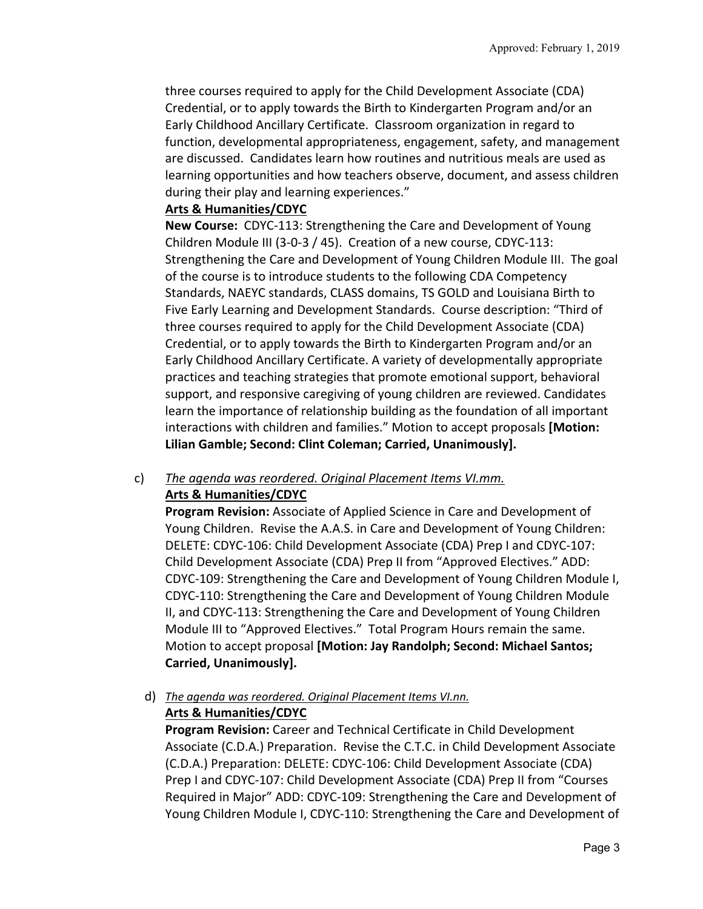three courses required to apply for the Child Development Associate (CDA) Credential, or to apply towards the Birth to Kindergarten Program and/or an Early Childhood Ancillary Certificate. Classroom organization in regard to function, developmental appropriateness, engagement, safety, and management are discussed. Candidates learn how routines and nutritious meals are used as learning opportunities and how teachers observe, document, and assess children during their play and learning experiences."

**Arts & Humanities/CDYC**

**New Course:** CDYC-113: Strengthening the Care and Development of Young Children Module III (3-0-3 / 45). Creation of a new course, CDYC-113: Strengthening the Care and Development of Young Children Module III. The goal of the course is to introduce students to the following CDA Competency Standards, NAEYC standards, CLASS domains, TS GOLD and Louisiana Birth to Five Early Learning and Development Standards. Course description: "Third of three courses required to apply for the Child Development Associate (CDA) Credential, or to apply towards the Birth to Kindergarten Program and/or an Early Childhood Ancillary Certificate. A variety of developmentally appropriate practices and teaching strategies that promote emotional support, behavioral support, and responsive caregiving of young children are reviewed. Candidates learn the importance of relationship building as the foundation of all important interactions with children and families." Motion to accept proposals **[Motion: Lilian Gamble; Second: Clint Coleman; Carried, Unanimously].**

c) *The agenda was reordered. Original Placement Items VI.mm.*

**Arts & Humanities/CDYC**

**Program Revision:** Associate of Applied Science in Care and Development of Young Children. Revise the A.A.S. in Care and Development of Young Children: DELETE: CDYC-106: Child Development Associate (CDA) Prep I and CDYC-107: Child Development Associate (CDA) Prep II from "Approved Electives." ADD: CDYC-109: Strengthening the Care and Development of Young Children Module I, CDYC-110: Strengthening the Care and Development of Young Children Module II, and CDYC-113: Strengthening the Care and Development of Young Children Module III to "Approved Electives." Total Program Hours remain the same. Motion to accept proposal **[Motion: Jay Randolph; Second: Michael Santos; Carried, Unanimously].**

d) *The agenda was reordered. Original Placement Items VI.nn.*

**Arts & Humanities/CDYC**

**Program Revision:** Career and Technical Certificate in Child Development Associate (C.D.A.) Preparation. Revise the C.T.C. in Child Development Associate (C.D.A.) Preparation: DELETE: CDYC-106: Child Development Associate (CDA) Prep I and CDYC-107: Child Development Associate (CDA) Prep II from "Courses Required in Major" ADD: CDYC-109: Strengthening the Care and Development of Young Children Module I, CDYC-110: Strengthening the Care and Development of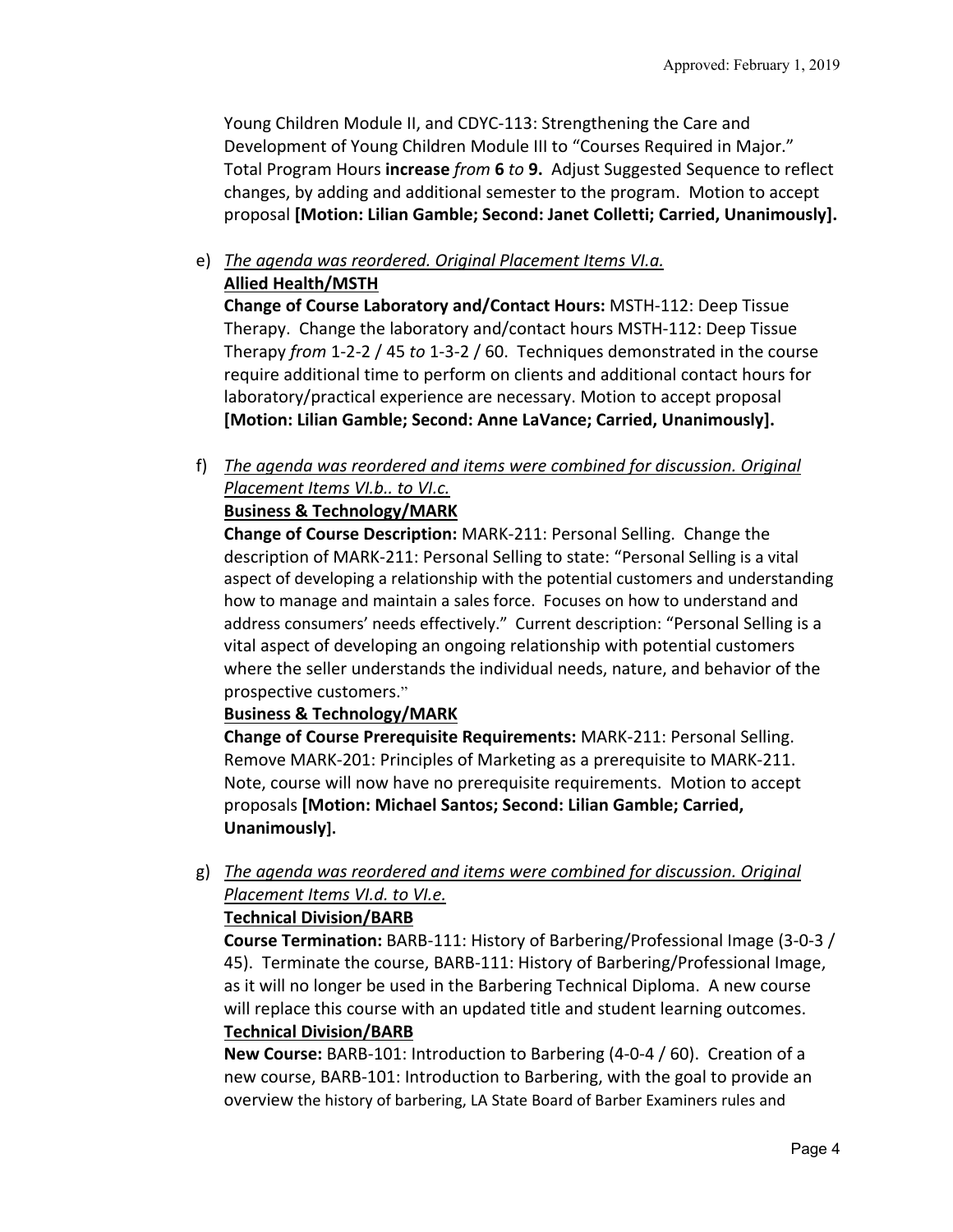Young Children Module II, and CDYC-113: Strengthening the Care and Development of Young Children Module III to "Courses Required in Major." Total Program Hours **increase** *from* **6** *to* **9.** Adjust Suggested Sequence to reflect changes, by adding and additional semester to the program. Motion to accept proposal **[Motion: Lilian Gamble; Second: Janet Colletti; Carried, Unanimously].**

e) <u>*The agenda was reordered. Original Placement Items VI.a.*</u>
   **<u>Allied Health/MSTH</u>**
   **Change of Course Laboratory and/Contact Hours:** MSTH-112: Deep Tissue Therapy. Change the laboratory and/contact hours MSTH-112: Deep Tissue Therapy *from* 1-2-2 / 45 *to* 1-3-2 / 60. Techniques demonstrated in the course require additional time to perform on clients and additional contact hours for laboratory/practical experience are necessary. Motion to accept proposal **[Motion: Lilian Gamble; Second: Anne LaVance; Carried, Unanimously].**

f) <u>*The agenda was reordered and items were combined for discussion. Original Placement Items VI.b.. to VI.c.*</u>
   **<u>Business & Technology/MARK</u>**
   **Change of Course Description:** MARK-211: Personal Selling. Change the description of MARK-211: Personal Selling to state: "Personal Selling is a vital aspect of developing a relationship with the potential customers and understanding how to manage and maintain a sales force. Focuses on how to understand and address consumers' needs effectively." Current description: "Personal Selling is a vital aspect of developing an ongoing relationship with potential customers where the seller understands the individual needs, nature, and behavior of the prospective customers."
   **<u>Business & Technology/MARK</u>**
   **Change of Course Prerequisite Requirements:** MARK-211: Personal Selling. Remove MARK-201: Principles of Marketing as a prerequisite to MARK-211. Note, course will now have no prerequisite requirements. Motion to accept proposals **[Motion: Michael Santos; Second: Lilian Gamble; Carried, Unanimously].**

g) <u>*The agenda was reordered and items were combined for discussion. Original Placement Items VI.d. to VI.e.*</u>
   **<u>Technical Division/BARB</u>**
   **Course Termination:** BARB-111: History of Barbering/Professional Image (3-0-3 / 45). Terminate the course, BARB-111: History of Barbering/Professional Image, as it will no longer be used in the Barbering Technical Diploma. A new course will replace this course with an updated title and student learning outcomes.
   **<u>Technical Division/BARB</u>**
   **New Course:** BARB-101: Introduction to Barbering (4-0-4 / 60). Creation of a new course, BARB-101: Introduction to Barbering, with the goal to provide an overview the history of barbering, LA State Board of Barber Examiners rules and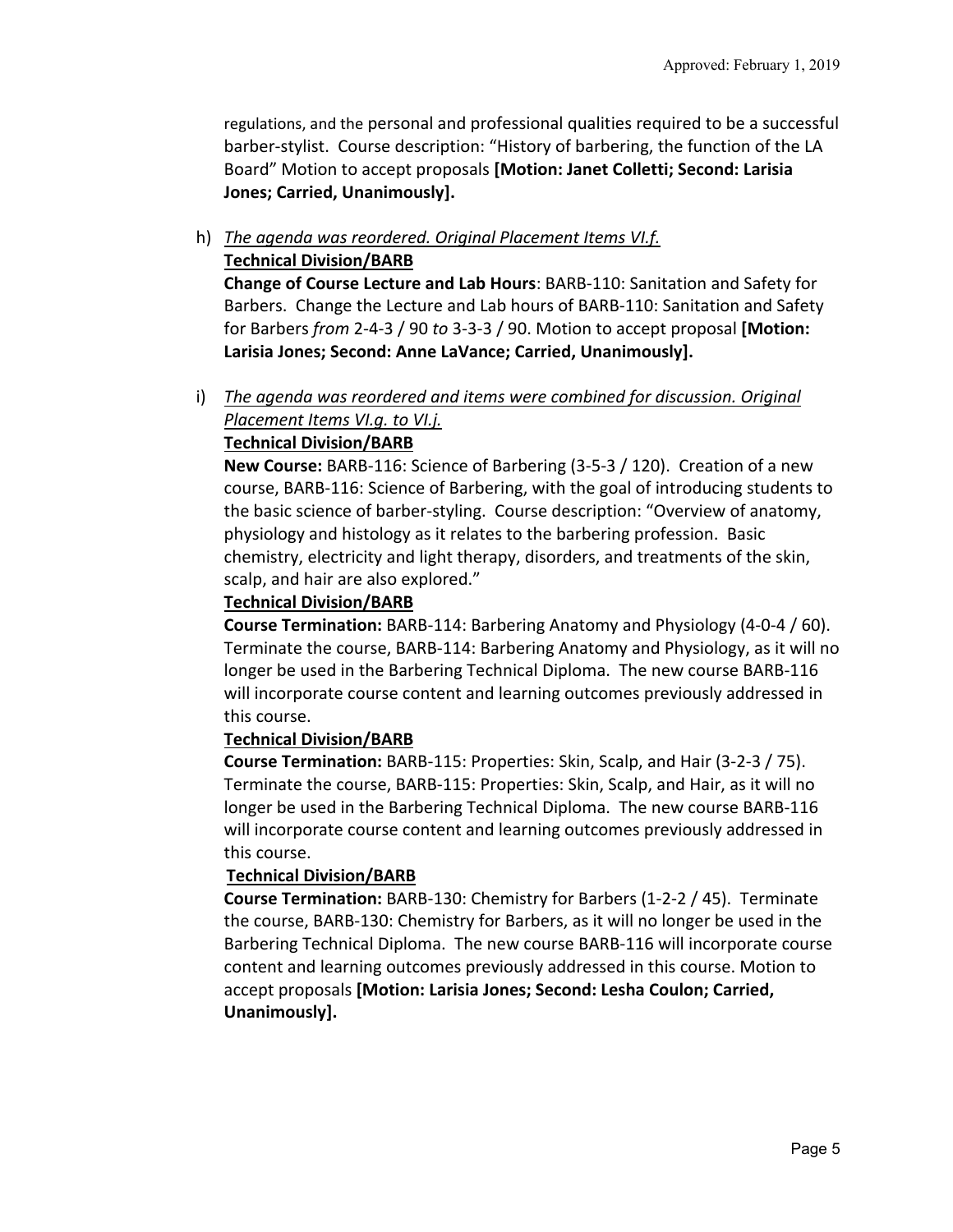regulations, and the personal and professional qualities required to be a successful barber-stylist. Course description: "History of barbering, the function of the LA Board" Motion to accept proposals **[Motion: Janet Colletti; Second: Larisia Jones; Carried, Unanimously].**

h) *The agenda was reordered. Original Placement Items VI.f.*
**Technical Division/BARB**
**Change of Course Lecture and Lab Hours**: BARB-110: Sanitation and Safety for Barbers. Change the Lecture and Lab hours of BARB-110: Sanitation and Safety for Barbers *from* 2-4-3 / 90 *to* 3-3-3 / 90. Motion to accept proposal **[Motion: Larisia Jones; Second: Anne LaVance; Carried, Unanimously].**

i) *The agenda was reordered and items were combined for discussion. Original Placement Items VI.g. to VI.j.*
**Technical Division/BARB**
**New Course:** BARB-116: Science of Barbering (3-5-3 / 120). Creation of a new course, BARB-116: Science of Barbering, with the goal of introducing students to the basic science of barber-styling. Course description: "Overview of anatomy, physiology and histology as it relates to the barbering profession. Basic chemistry, electricity and light therapy, disorders, and treatments of the skin, scalp, and hair are also explored."
**Technical Division/BARB**
**Course Termination:** BARB-114: Barbering Anatomy and Physiology (4-0-4 / 60). Terminate the course, BARB-114: Barbering Anatomy and Physiology, as it will no longer be used in the Barbering Technical Diploma. The new course BARB-116 will incorporate course content and learning outcomes previously addressed in this course.
**Technical Division/BARB**
**Course Termination:** BARB-115: Properties: Skin, Scalp, and Hair (3-2-3 / 75). Terminate the course, BARB-115: Properties: Skin, Scalp, and Hair, as it will no longer be used in the Barbering Technical Diploma. The new course BARB-116 will incorporate course content and learning outcomes previously addressed in this course.
**Technical Division/BARB**
**Course Termination:** BARB-130: Chemistry for Barbers (1-2-2 / 45). Terminate the course, BARB-130: Chemistry for Barbers, as it will no longer be used in the Barbering Technical Diploma. The new course BARB-116 will incorporate course content and learning outcomes previously addressed in this course. Motion to accept proposals **[Motion: Larisia Jones; Second: Lesha Coulon; Carried, Unanimously].**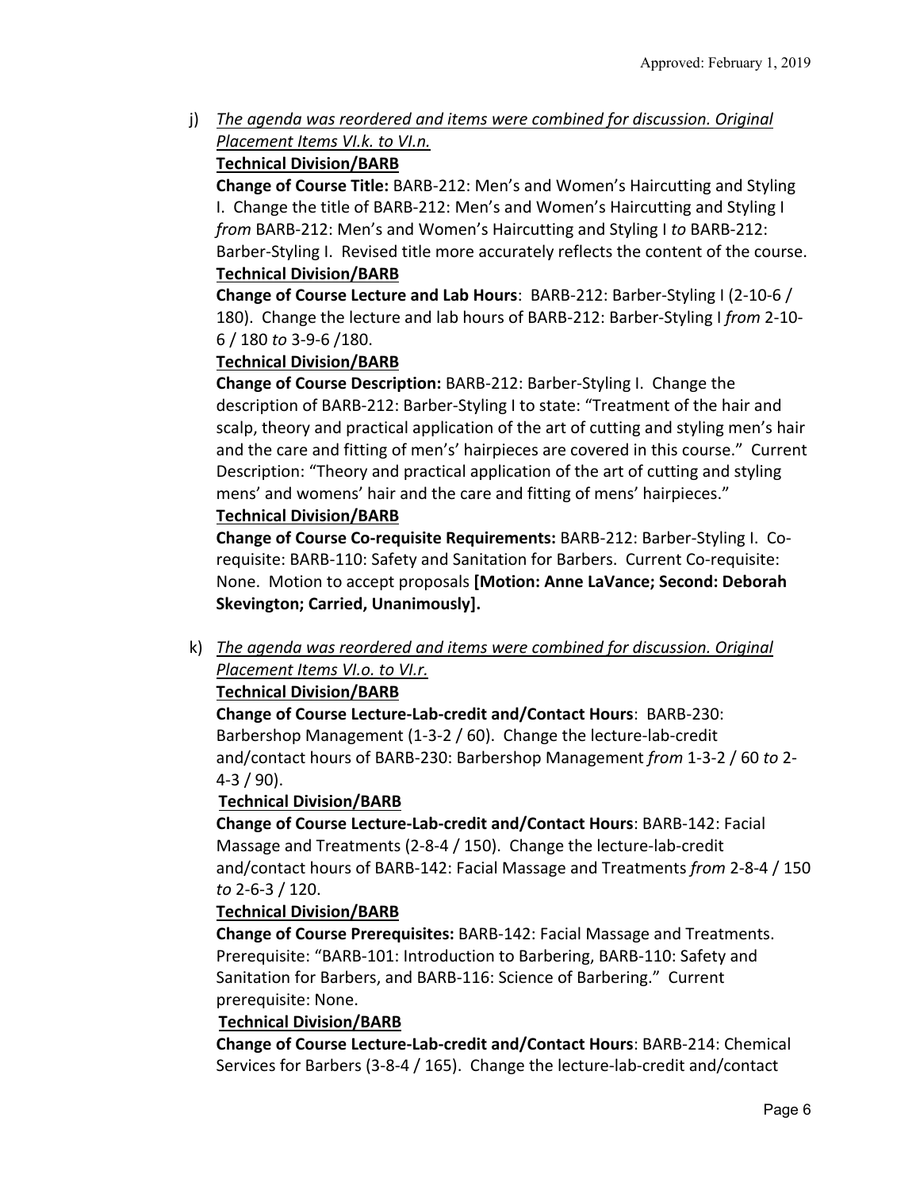j) _The agenda was reordered and items were combined for discussion. Original Placement Items VI.k. to VI.n._

**Technical Division/BARB**

**Change of Course Title:** BARB-212: Men's and Women's Haircutting and Styling I. Change the title of BARB-212: Men's and Women's Haircutting and Styling I *from* BARB-212: Men's and Women's Haircutting and Styling I *to* BARB-212: Barber-Styling I. Revised title more accurately reflects the content of the course.

**Technical Division/BARB**

**Change of Course Lecture and Lab Hours**: BARB-212: Barber-Styling I (2-10-6 / 180). Change the lecture and lab hours of BARB-212: Barber-Styling I *from* 2-10-6 / 180 *to* 3-9-6 /180.

**Technical Division/BARB**

**Change of Course Description:** BARB-212: Barber-Styling I. Change the description of BARB-212: Barber-Styling I to state: "Treatment of the hair and scalp, theory and practical application of the art of cutting and styling men's hair and the care and fitting of men's' hairpieces are covered in this course." Current Description: "Theory and practical application of the art of cutting and styling mens' and womens' hair and the care and fitting of mens' hairpieces."

**Technical Division/BARB**

**Change of Course Co-requisite Requirements:** BARB-212: Barber-Styling I. Co-requisite: BARB-110: Safety and Sanitation for Barbers. Current Co-requisite: None. Motion to accept proposals **[Motion: Anne LaVance; Second: Deborah Skevington; Carried, Unanimously].**

k) _The agenda was reordered and items were combined for discussion. Original Placement Items VI.o. to VI.r._

**Technical Division/BARB**

**Change of Course Lecture-Lab-credit and/Contact Hours**: BARB-230: Barbershop Management (1-3-2 / 60). Change the lecture-lab-credit and/contact hours of BARB-230: Barbershop Management *from* 1-3-2 / 60 *to* 2-4-3 / 90).

**Technical Division/BARB**

**Change of Course Lecture-Lab-credit and/Contact Hours**: BARB-142: Facial Massage and Treatments (2-8-4 / 150). Change the lecture-lab-credit and/contact hours of BARB-142: Facial Massage and Treatments *from* 2-8-4 / 150 *to* 2-6-3 / 120.

**Technical Division/BARB**

**Change of Course Prerequisites:** BARB-142: Facial Massage and Treatments. Prerequisite: "BARB-101: Introduction to Barbering, BARB-110: Safety and Sanitation for Barbers, and BARB-116: Science of Barbering." Current prerequisite: None.

**Technical Division/BARB**

**Change of Course Lecture-Lab-credit and/Contact Hours**: BARB-214: Chemical Services for Barbers (3-8-4 / 165). Change the lecture-lab-credit and/contact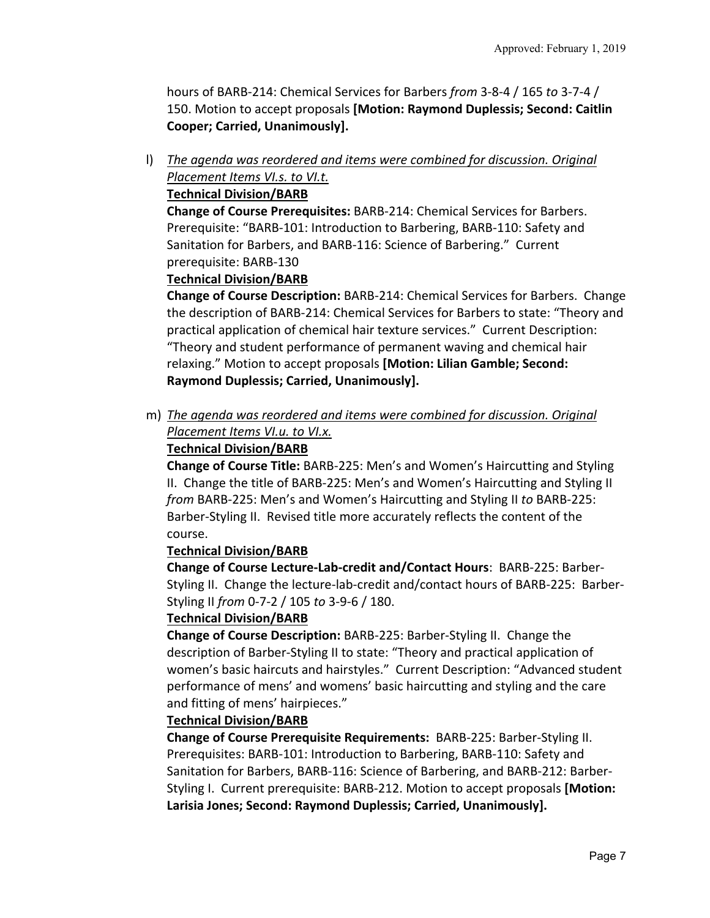hours of BARB-214: Chemical Services for Barbers *from* 3-8-4 / 165 *to* 3-7-4 / 150. Motion to accept proposals **[Motion: Raymond Duplessis; Second: Caitlin Cooper; Carried, Unanimously].**

l) *The agenda was reordered and items were combined for discussion. Original Placement Items VI.s. to VI.t.*

**Technical Division/BARB**

**Change of Course Prerequisites:** BARB-214: Chemical Services for Barbers. Prerequisite: "BARB-101: Introduction to Barbering, BARB-110: Safety and Sanitation for Barbers, and BARB-116: Science of Barbering." Current prerequisite: BARB-130

**Technical Division/BARB**

**Change of Course Description:** BARB-214: Chemical Services for Barbers. Change the description of BARB-214: Chemical Services for Barbers to state: "Theory and practical application of chemical hair texture services." Current Description: "Theory and student performance of permanent waving and chemical hair relaxing." Motion to accept proposals **[Motion: Lilian Gamble; Second: Raymond Duplessis; Carried, Unanimously].**

m) *The agenda was reordered and items were combined for discussion. Original Placement Items VI.u. to VI.x.*

**Technical Division/BARB**

**Change of Course Title:** BARB-225: Men's and Women's Haircutting and Styling II. Change the title of BARB-225: Men's and Women's Haircutting and Styling II *from* BARB-225: Men's and Women's Haircutting and Styling II *to* BARB-225: Barber-Styling II. Revised title more accurately reflects the content of the course.

**Technical Division/BARB**

**Change of Course Lecture-Lab-credit and/Contact Hours**: BARB-225: Barber-Styling II. Change the lecture-lab-credit and/contact hours of BARB-225: Barber-Styling II *from* 0-7-2 / 105 *to* 3-9-6 / 180.

**Technical Division/BARB**

**Change of Course Description:** BARB-225: Barber-Styling II. Change the description of Barber-Styling II to state: "Theory and practical application of women's basic haircuts and hairstyles." Current Description: "Advanced student performance of mens' and womens' basic haircutting and styling and the care and fitting of mens' hairpieces."

**Technical Division/BARB**

**Change of Course Prerequisite Requirements:** BARB-225: Barber-Styling II. Prerequisites: BARB-101: Introduction to Barbering, BARB-110: Safety and Sanitation for Barbers, BARB-116: Science of Barbering, and BARB-212: Barber-Styling I. Current prerequisite: BARB-212. Motion to accept proposals **[Motion: Larisia Jones; Second: Raymond Duplessis; Carried, Unanimously].**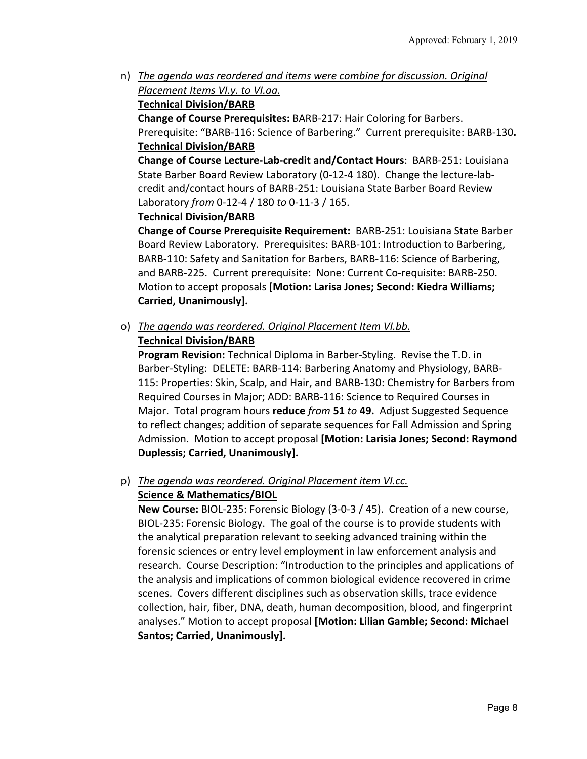n) *The agenda was reordered and items were combine for discussion. Original Placement Items VI.y. to VI.aa.*

**Technical Division/BARB**

**Change of Course Prerequisites:** BARB-217: Hair Coloring for Barbers. Prerequisite: "BARB-116: Science of Barbering." Current prerequisite: BARB-130**.**

**Technical Division/BARB**

**Change of Course Lecture-Lab-credit and/Contact Hours**: BARB-251: Louisiana State Barber Board Review Laboratory (0-12-4 180). Change the lecture-lab-credit and/contact hours of BARB-251: Louisiana State Barber Board Review Laboratory *from* 0-12-4 / 180 *to* 0-11-3 / 165.

**Technical Division/BARB**

**Change of Course Prerequisite Requirement:** BARB-251: Louisiana State Barber Board Review Laboratory. Prerequisites: BARB-101: Introduction to Barbering, BARB-110: Safety and Sanitation for Barbers, BARB-116: Science of Barbering, and BARB-225. Current prerequisite: None: Current Co-requisite: BARB-250. Motion to accept proposals **[Motion: Larisa Jones; Second: Kiedra Williams; Carried, Unanimously].**

o) *The agenda was reordered. Original Placement Item VI.bb.*

**Technical Division/BARB**

**Program Revision:** Technical Diploma in Barber-Styling. Revise the T.D. in Barber-Styling: DELETE: BARB-114: Barbering Anatomy and Physiology, BARB-115: Properties: Skin, Scalp, and Hair, and BARB-130: Chemistry for Barbers from Required Courses in Major; ADD: BARB-116: Science to Required Courses in Major. Total program hours **reduce** *from* **51** *to* **49.** Adjust Suggested Sequence to reflect changes; addition of separate sequences for Fall Admission and Spring Admission. Motion to accept proposal **[Motion: Larisia Jones; Second: Raymond Duplessis; Carried, Unanimously].**

p) *The agenda was reordered. Original Placement item VI.cc.*

**Science & Mathematics/BIOL**

**New Course:** BIOL-235: Forensic Biology (3-0-3 / 45). Creation of a new course, BIOL-235: Forensic Biology. The goal of the course is to provide students with the analytical preparation relevant to seeking advanced training within the forensic sciences or entry level employment in law enforcement analysis and research. Course Description: "Introduction to the principles and applications of the analysis and implications of common biological evidence recovered in crime scenes. Covers different disciplines such as observation skills, trace evidence collection, hair, fiber, DNA, death, human decomposition, blood, and fingerprint analyses." Motion to accept proposal **[Motion: Lilian Gamble; Second: Michael Santos; Carried, Unanimously].**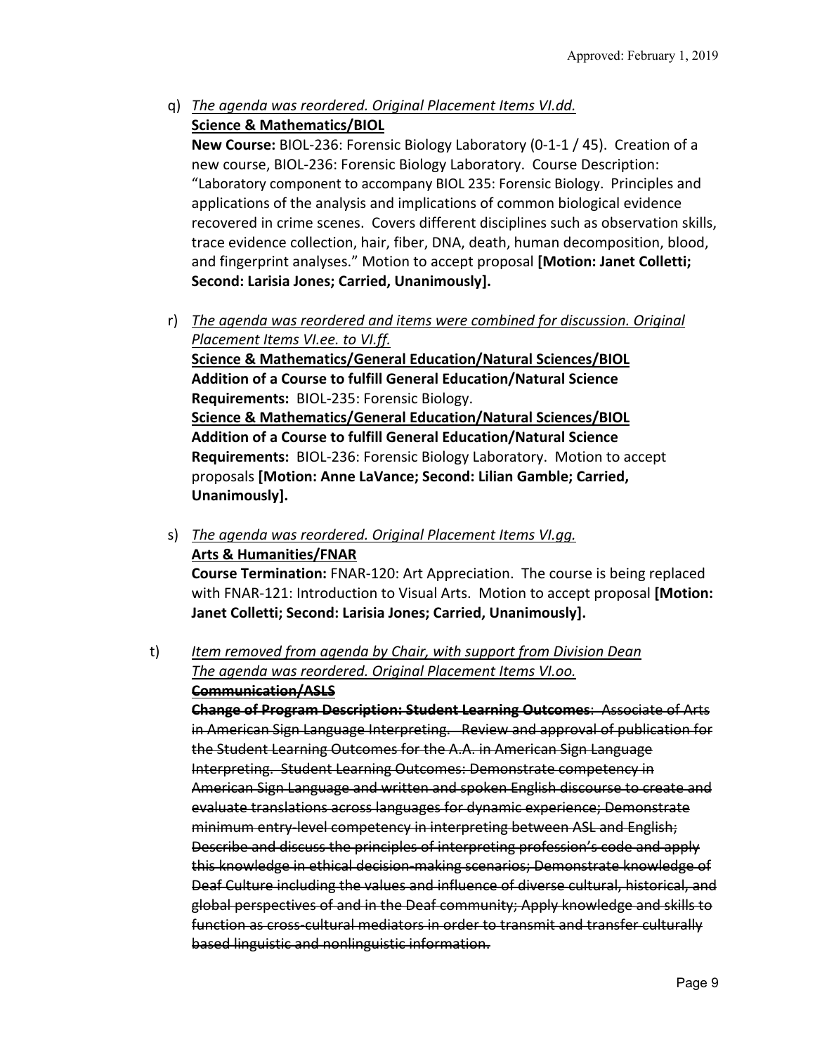q) _The agenda was reordered. Original Placement Items VI.dd._
**<u>Science & Mathematics/BIOL</u>**
**New Course:** BIOL-236: Forensic Biology Laboratory (0-1-1 / 45). Creation of a new course, BIOL-236: Forensic Biology Laboratory. Course Description: "Laboratory component to accompany BIOL 235: Forensic Biology. Principles and applications of the analysis and implications of common biological evidence recovered in crime scenes. Covers different disciplines such as observation skills, trace evidence collection, hair, fiber, DNA, death, human decomposition, blood, and fingerprint analyses." Motion to accept proposal **[Motion: Janet Colletti; Second: Larisia Jones; Carried, Unanimously].**

r) _The agenda was reordered and items were combined for discussion. Original Placement Items VI.ee. to VI.ff._
**<u>Science & Mathematics/General Education/Natural Sciences/BIOL</u>**
**Addition of a Course to fulfill General Education/Natural Science Requirements:** BIOL-235: Forensic Biology.
**<u>Science & Mathematics/General Education/Natural Sciences/BIOL</u>**
**Addition of a Course to fulfill General Education/Natural Science Requirements:** BIOL-236: Forensic Biology Laboratory. Motion to accept proposals **[Motion: Anne LaVance; Second: Lilian Gamble; Carried, Unanimously].**

s) _The agenda was reordered. Original Placement Items VI.gg._
**<u>Arts & Humanities/FNAR</u>**
**Course Termination:** FNAR-120: Art Appreciation. The course is being replaced with FNAR-121: Introduction to Visual Arts. Motion to accept proposal **[Motion: Janet Colletti; Second: Larisia Jones; Carried, Unanimously].**

t) _Item removed from agenda by Chair, with support from Division Dean_
_The agenda was reordered. Original Placement Items VI.oo._
~~**Communication/ASLS**~~
~~**Change of Program Description: Student Learning Outcomes**: Associate of Arts in American Sign Language Interpreting. Review and approval of publication for the Student Learning Outcomes for the A.A. in American Sign Language Interpreting. Student Learning Outcomes: Demonstrate competency in American Sign Language and written and spoken English discourse to create and evaluate translations across languages for dynamic experience; Demonstrate minimum entry-level competency in interpreting between ASL and English; Describe and discuss the principles of interpreting profession's code and apply this knowledge in ethical decision-making scenarios; Demonstrate knowledge of Deaf Culture including the values and influence of diverse cultural, historical, and global perspectives of and in the Deaf community; Apply knowledge and skills to function as cross-cultural mediators in order to transmit and transfer culturally based linguistic and nonlinguistic information.~~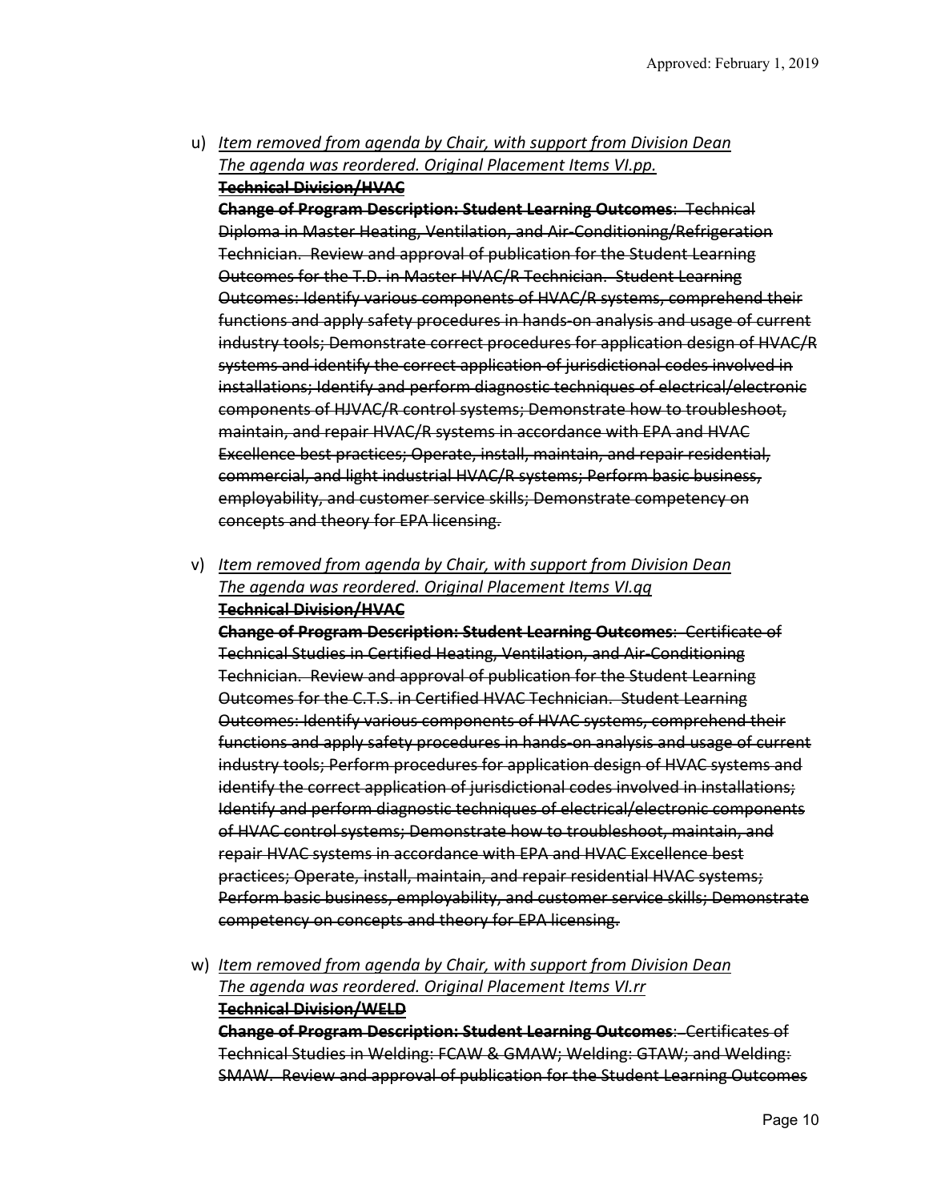u) *Item removed from agenda by Chair, with support from Division Dean*
*The agenda was reordered. Original Placement Items VI.pp.*
~~**Technical Division/HVAC**~~
~~**Change of Program Description: Student Learning Outcomes**: Technical Diploma in Master Heating, Ventilation, and Air-Conditioning/Refrigeration Technician. Review and approval of publication for the Student Learning Outcomes for the T.D. in Master HVAC/R Technician. Student Learning Outcomes: Identify various components of HVAC/R systems, comprehend their functions and apply safety procedures in hands-on analysis and usage of current industry tools; Demonstrate correct procedures for application design of HVAC/R systems and identify the correct application of jurisdictional codes involved in installations; Identify and perform diagnostic techniques of electrical/electronic components of HJVAC/R control systems; Demonstrate how to troubleshoot, maintain, and repair HVAC/R systems in accordance with EPA and HVAC Excellence best practices; Operate, install, maintain, and repair residential, commercial, and light industrial HVAC/R systems; Perform basic business, employability, and customer service skills; Demonstrate competency on concepts and theory for EPA licensing.~~

v) *Item removed from agenda by Chair, with support from Division Dean*
*The agenda was reordered. Original Placement Items VI.qq*
~~**Technical Division/HVAC**~~
~~**Change of Program Description: Student Learning Outcomes**: Certificate of Technical Studies in Certified Heating, Ventilation, and Air-Conditioning Technician. Review and approval of publication for the Student Learning Outcomes for the C.T.S. in Certified HVAC Technician. Student Learning Outcomes: Identify various components of HVAC systems, comprehend their functions and apply safety procedures in hands-on analysis and usage of current industry tools; Perform procedures for application design of HVAC systems and identify the correct application of jurisdictional codes involved in installations; Identify and perform diagnostic techniques of electrical/electronic components of HVAC control systems; Demonstrate how to troubleshoot, maintain, and repair HVAC systems in accordance with EPA and HVAC Excellence best practices; Operate, install, maintain, and repair residential HVAC systems; Perform basic business, employability, and customer service skills; Demonstrate competency on concepts and theory for EPA licensing.~~

w) *Item removed from agenda by Chair, with support from Division Dean*
*The agenda was reordered. Original Placement Items VI.rr*
~~**Technical Division/WELD**~~
~~**Change of Program Description: Student Learning Outcomes**: Certificates of Technical Studies in Welding: FCAW & GMAW; Welding: GTAW; and Welding: SMAW. Review and approval of publication for the Student Learning Outcomes~~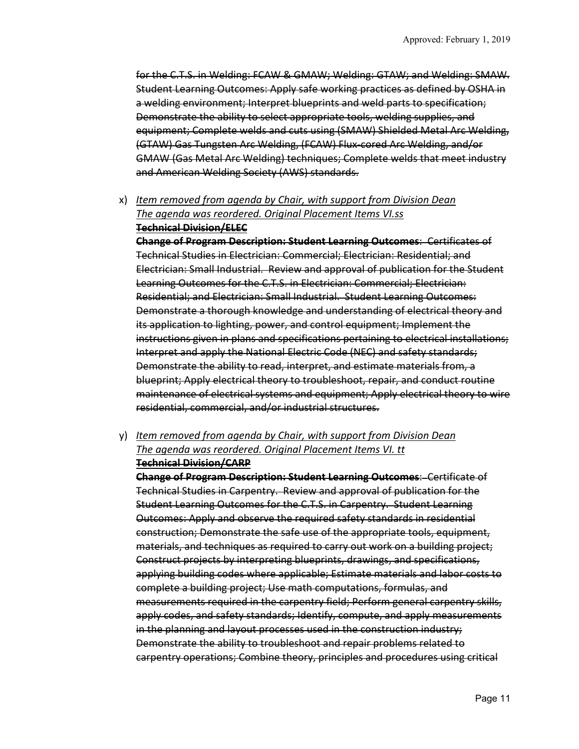~~for the C.T.S. in Welding: FCAW & GMAW; Welding: GTAW; and Welding: SMAW. Student Learning Outcomes: Apply safe working practices as defined by OSHA in a welding environment; Interpret blueprints and weld parts to specification; Demonstrate the ability to select appropriate tools, welding supplies, and equipment; Complete welds and cuts using (SMAW) Shielded Metal Arc Welding, (GTAW) Gas Tungsten Arc Welding, (FCAW) Flux-cored Arc Welding, and/or GMAW (Gas Metal Arc Welding) techniques; Complete welds that meet industry and American Welding Society (AWS) standards.~~

x) *Item removed from agenda by Chair, with support from Division Dean*
*The agenda was reordered. Original Placement Items VI.ss*
~~**Technical Division/ELEC**~~
~~**Change of Program Description: Student Learning Outcomes**: Certificates of Technical Studies in Electrician: Commercial; Electrician: Residential; and Electrician: Small Industrial. Review and approval of publication for the Student Learning Outcomes for the C.T.S. in Electrician: Commercial; Electrician: Residential; and Electrician: Small Industrial. Student Learning Outcomes: Demonstrate a thorough knowledge and understanding of electrical theory and its application to lighting, power, and control equipment; Implement the instructions given in plans and specifications pertaining to electrical installations; Interpret and apply the National Electric Code (NEC) and safety standards; Demonstrate the ability to read, interpret, and estimate materials from, a blueprint; Apply electrical theory to troubleshoot, repair, and conduct routine maintenance of electrical systems and equipment; Apply electrical theory to wire residential, commercial, and/or industrial structures.~~

y) *Item removed from agenda by Chair, with support from Division Dean*
*The agenda was reordered. Original Placement Items VI. tt*
~~**Technical Division/CARP**~~
~~**Change of Program Description: Student Learning Outcomes**: Certificate of Technical Studies in Carpentry. Review and approval of publication for the Student Learning Outcomes for the C.T.S. in Carpentry. Student Learning Outcomes: Apply and observe the required safety standards in residential construction; Demonstrate the safe use of the appropriate tools, equipment, materials, and techniques as required to carry out work on a building project; Construct projects by interpreting blueprints, drawings, and specifications, applying building codes where applicable; Estimate materials and labor costs to complete a building project; Use math computations, formulas, and measurements required in the carpentry field; Perform general carpentry skills, apply codes, and safety standards; Identify, compute, and apply measurements in the planning and layout processes used in the construction industry; Demonstrate the ability to troubleshoot and repair problems related to carpentry operations; Combine theory, principles and procedures using critical~~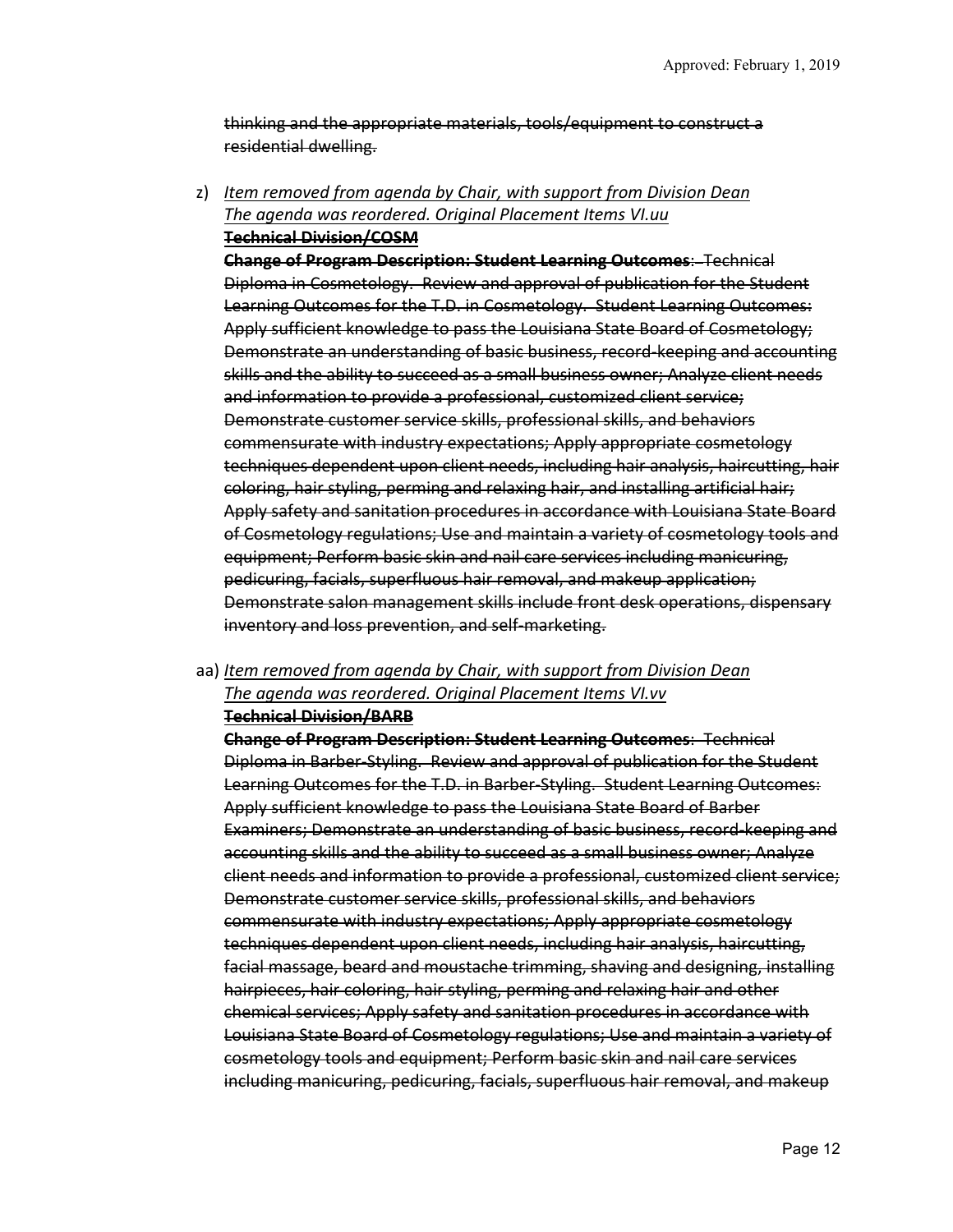~~thinking and the appropriate materials, tools/equipment to construct a residential dwelling.~~

z) *Item removed from agenda by Chair, with support from Division Dean*
*The agenda was reordered. Original Placement Items VI.uu*
~~**Technical Division/COSM**~~
~~**Change of Program Description: Student Learning Outcomes**: Technical Diploma in Cosmetology. Review and approval of publication for the Student Learning Outcomes for the T.D. in Cosmetology. Student Learning Outcomes: Apply sufficient knowledge to pass the Louisiana State Board of Cosmetology; Demonstrate an understanding of basic business, record-keeping and accounting skills and the ability to succeed as a small business owner; Analyze client needs and information to provide a professional, customized client service; Demonstrate customer service skills, professional skills, and behaviors commensurate with industry expectations; Apply appropriate cosmetology techniques dependent upon client needs, including hair analysis, haircutting, hair coloring, hair styling, perming and relaxing hair, and installing artificial hair; Apply safety and sanitation procedures in accordance with Louisiana State Board of Cosmetology regulations; Use and maintain a variety of cosmetology tools and equipment; Perform basic skin and nail care services including manicuring, pedicuring, facials, superfluous hair removal, and makeup application; Demonstrate salon management skills include front desk operations, dispensary inventory and loss prevention, and self-marketing.~~

aa) *Item removed from agenda by Chair, with support from Division Dean*
*The agenda was reordered. Original Placement Items VI.vv*
~~**Technical Division/BARB**~~
~~**Change of Program Description: Student Learning Outcomes**: Technical Diploma in Barber-Styling. Review and approval of publication for the Student Learning Outcomes for the T.D. in Barber-Styling. Student Learning Outcomes: Apply sufficient knowledge to pass the Louisiana State Board of Barber Examiners; Demonstrate an understanding of basic business, record-keeping and accounting skills and the ability to succeed as a small business owner; Analyze client needs and information to provide a professional, customized client service; Demonstrate customer service skills, professional skills, and behaviors commensurate with industry expectations; Apply appropriate cosmetology techniques dependent upon client needs, including hair analysis, haircutting, facial massage, beard and moustache trimming, shaving and designing, installing hairpieces, hair coloring, hair styling, perming and relaxing hair and other chemical services; Apply safety and sanitation procedures in accordance with Louisiana State Board of Cosmetology regulations; Use and maintain a variety of cosmetology tools and equipment; Perform basic skin and nail care services including manicuring, pedicuring, facials, superfluous hair removal, and makeup~~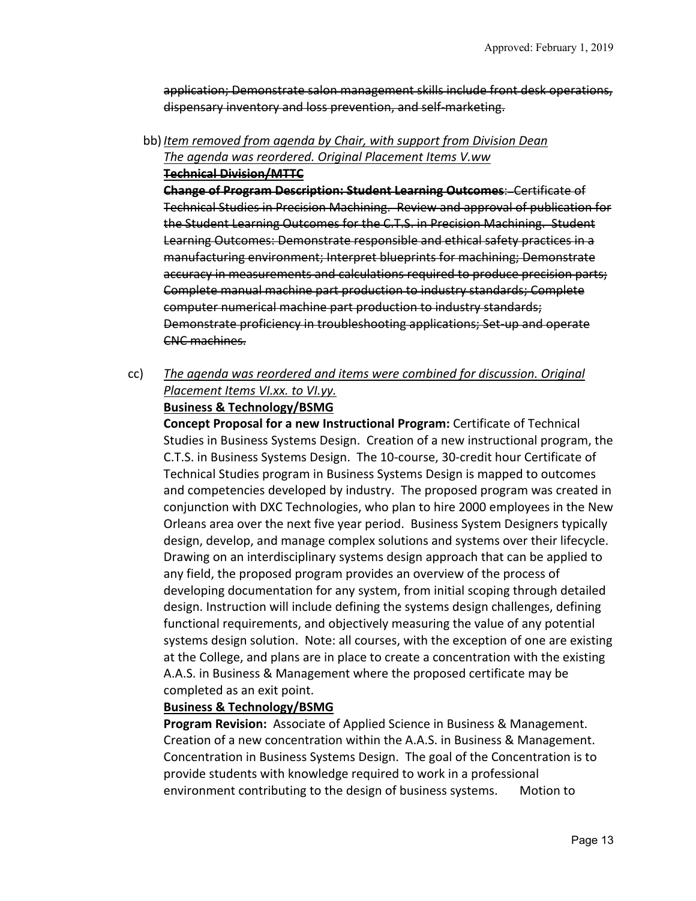~~application; Demonstrate salon management skills include front desk operations, dispensary inventory and loss prevention, and self-marketing.~~

bb) *Item removed from agenda by Chair, with support from Division Dean*
*The agenda was reordered. Original Placement Items V.ww*
~~**Technical Division/MTTC**~~
~~**Change of Program Description: Student Learning Outcomes**: Certificate of Technical Studies in Precision Machining. Review and approval of publication for the Student Learning Outcomes for the C.T.S. in Precision Machining. Student Learning Outcomes: Demonstrate responsible and ethical safety practices in a manufacturing environment; Interpret blueprints for machining; Demonstrate accuracy in measurements and calculations required to produce precision parts; Complete manual machine part production to industry standards; Complete computer numerical machine part production to industry standards; Demonstrate proficiency in troubleshooting applications; Set-up and operate CNC machines.~~

cc) *The agenda was reordered and items were combined for discussion. Original Placement Items VI.xx. to VI.yy.*
**Business & Technology/BSMG**
**Concept Proposal for a new Instructional Program:** Certificate of Technical Studies in Business Systems Design. Creation of a new instructional program, the C.T.S. in Business Systems Design. The 10-course, 30-credit hour Certificate of Technical Studies program in Business Systems Design is mapped to outcomes and competencies developed by industry. The proposed program was created in conjunction with DXC Technologies, who plan to hire 2000 employees in the New Orleans area over the next five year period. Business System Designers typically design, develop, and manage complex solutions and systems over their lifecycle. Drawing on an interdisciplinary systems design approach that can be applied to any field, the proposed program provides an overview of the process of developing documentation for any system, from initial scoping through detailed design. Instruction will include defining the systems design challenges, defining functional requirements, and objectively measuring the value of any potential systems design solution. Note: all courses, with the exception of one are existing at the College, and plans are in place to create a concentration with the existing A.A.S. in Business & Management where the proposed certificate may be completed as an exit point.
**Business & Technology/BSMG**
**Program Revision:** Associate of Applied Science in Business & Management. Creation of a new concentration within the A.A.S. in Business & Management. Concentration in Business Systems Design. The goal of the Concentration is to provide students with knowledge required to work in a professional environment contributing to the design of business systems. Motion to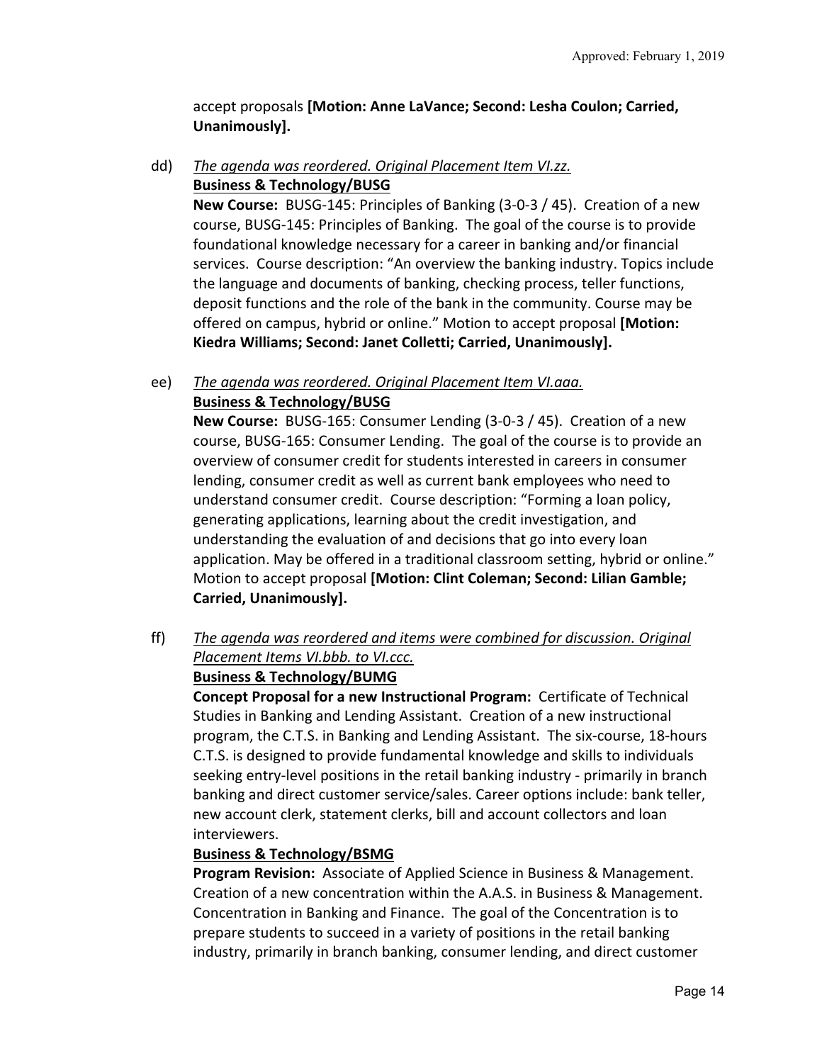accept proposals **[Motion: Anne LaVance; Second: Lesha Coulon; Carried, Unanimously].**

dd) *The agenda was reordered. Original Placement Item VI.zz.*
**Business & Technology/BUSG**
**New Course:** BUSG-145: Principles of Banking (3-0-3 / 45). Creation of a new course, BUSG-145: Principles of Banking. The goal of the course is to provide foundational knowledge necessary for a career in banking and/or financial services. Course description: "An overview the banking industry. Topics include the language and documents of banking, checking process, teller functions, deposit functions and the role of the bank in the community. Course may be offered on campus, hybrid or online." Motion to accept proposal **[Motion: Kiedra Williams; Second: Janet Colletti; Carried, Unanimously].**

ee) *The agenda was reordered. Original Placement Item VI.aaa.*
**Business & Technology/BUSG**
**New Course:** BUSG-165: Consumer Lending (3-0-3 / 45). Creation of a new course, BUSG-165: Consumer Lending. The goal of the course is to provide an overview of consumer credit for students interested in careers in consumer lending, consumer credit as well as current bank employees who need to understand consumer credit. Course description: "Forming a loan policy, generating applications, learning about the credit investigation, and understanding the evaluation of and decisions that go into every loan application. May be offered in a traditional classroom setting, hybrid or online." Motion to accept proposal **[Motion: Clint Coleman; Second: Lilian Gamble; Carried, Unanimously].**

ff) *The agenda was reordered and items were combined for discussion. Original Placement Items VI.bbb. to VI.ccc.*
**Business & Technology/BUMG**
**Concept Proposal for a new Instructional Program:** Certificate of Technical Studies in Banking and Lending Assistant. Creation of a new instructional program, the C.T.S. in Banking and Lending Assistant. The six-course, 18-hours C.T.S. is designed to provide fundamental knowledge and skills to individuals seeking entry-level positions in the retail banking industry - primarily in branch banking and direct customer service/sales. Career options include: bank teller, new account clerk, statement clerks, bill and account collectors and loan interviewers.
**Business & Technology/BSMG**
**Program Revision:** Associate of Applied Science in Business & Management. Creation of a new concentration within the A.A.S. in Business & Management. Concentration in Banking and Finance. The goal of the Concentration is to prepare students to succeed in a variety of positions in the retail banking industry, primarily in branch banking, consumer lending, and direct customer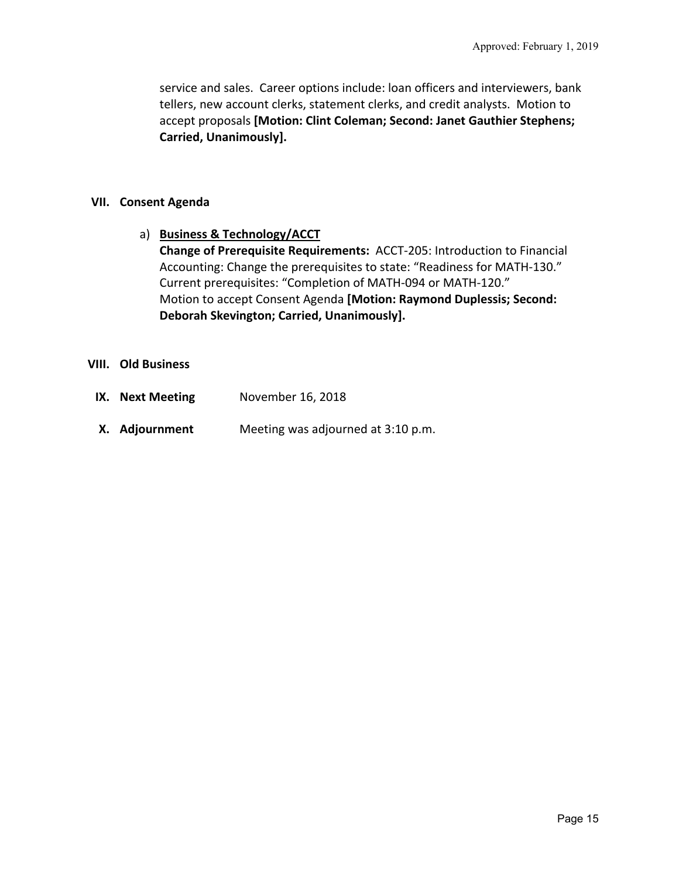service and sales. Career options include: loan officers and interviewers, bank tellers, new account clerks, statement clerks, and credit analysts. Motion to accept proposals **[Motion: Clint Coleman; Second: Janet Gauthier Stephens; Carried, Unanimously].**

## VII. Consent Agenda

a) **Business & Technology/ACCT**
**Change of Prerequisite Requirements:** ACCT-205: Introduction to Financial Accounting: Change the prerequisites to state: "Readiness for MATH-130." Current prerequisites: "Completion of MATH-094 or MATH-120."
Motion to accept Consent Agenda **[Motion: Raymond Duplessis; Second: Deborah Skevington; Carried, Unanimously].**

## VIII. Old Business

## IX. Next Meeting

November 16, 2018

## X. Adjournment

Meeting was adjourned at 3:10 p.m.